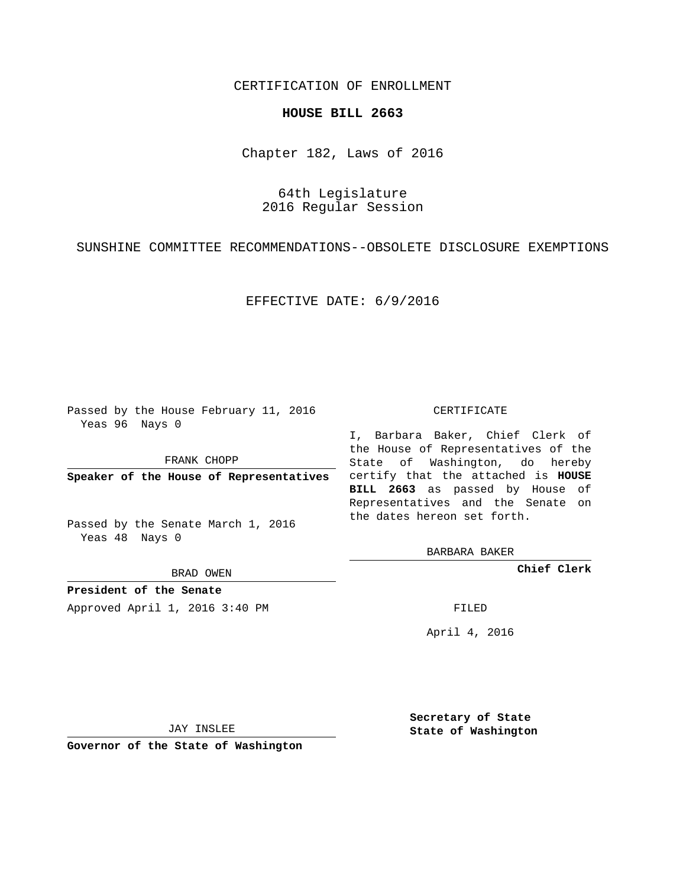CERTIFICATION OF ENROLLMENT

# HOUSE BILL 2663

Chapter 182, Laws of 2016

64th Legislature
2016 Regular Session

SUNSHINE COMMITTEE RECOMMENDATIONS--OBSOLETE DISCLOSURE EXEMPTIONS

EFFECTIVE DATE: 6/9/2016

Passed by the House February 11, 2016
Yeas 96 Nays 0

FRANK CHOPP

**Speaker of the House of Representatives**

Passed by the Senate March 1, 2016
Yeas 48 Nays 0

BRAD OWEN

**President of the Senate**

Approved April 1, 2016 3:40 PM

JAY INSLEE

**Governor of the State of Washington**

CERTIFICATE

I, Barbara Baker, Chief Clerk of the House of Representatives of the State of Washington, do hereby certify that the attached is **HOUSE BILL 2663** as passed by House of Representatives and the Senate on the dates hereon set forth.

BARBARA BAKER

**Chief Clerk**

FILED

April 4, 2016

**Secretary of State**
**State of Washington**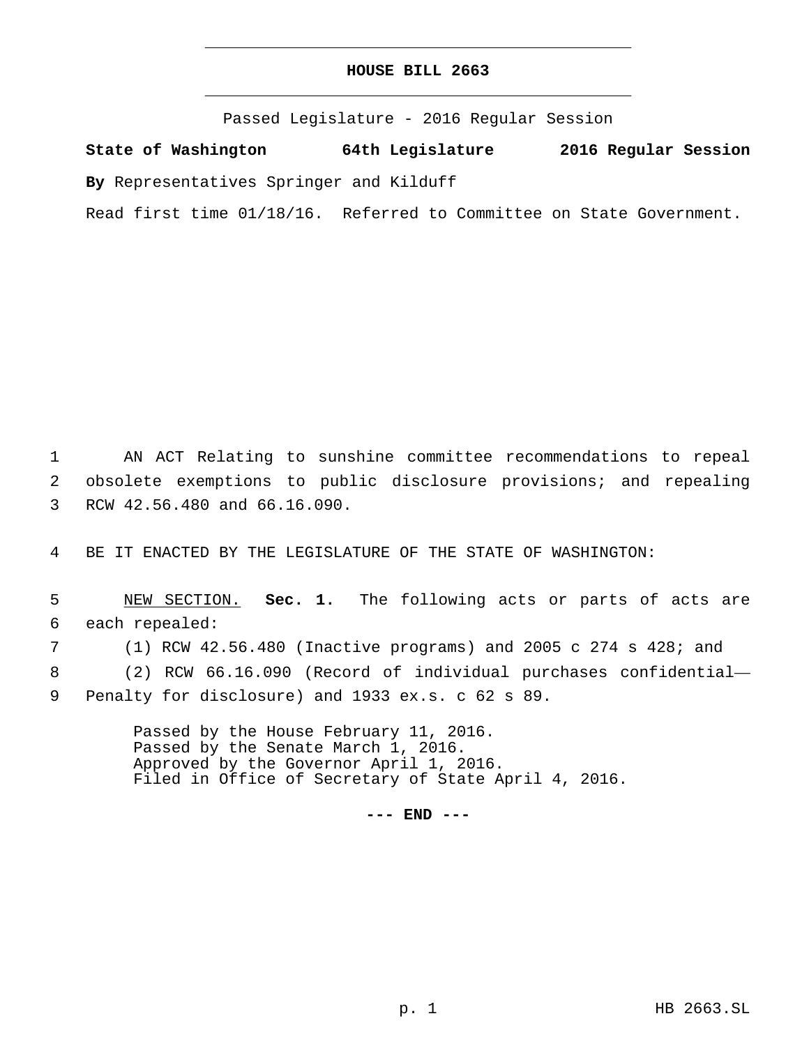# HOUSE BILL 2663

Passed Legislature - 2016 Regular Session

**State of Washington 64th Legislature 2016 Regular Session**

**By** Representatives Springer and Kilduff

Read first time 01/18/16. Referred to Committee on State Government.

AN ACT Relating to sunshine committee recommendations to repeal obsolete exemptions to public disclosure provisions; and repealing RCW 42.56.480 and 66.16.090.

BE IT ENACTED BY THE LEGISLATURE OF THE STATE OF WASHINGTON:

NEW SECTION. **Sec. 1.** The following acts or parts of acts are each repealed:

(1) RCW 42.56.480 (Inactive programs) and 2005 c 274 s 428; and

(2) RCW 66.16.090 (Record of individual purchases confidential—Penalty for disclosure) and 1933 ex.s. c 62 s 89.

Passed by the House February 11, 2016.
Passed by the Senate March 1, 2016.
Approved by the Governor April 1, 2016.
Filed in Office of Secretary of State April 4, 2016.

**--- END ---**